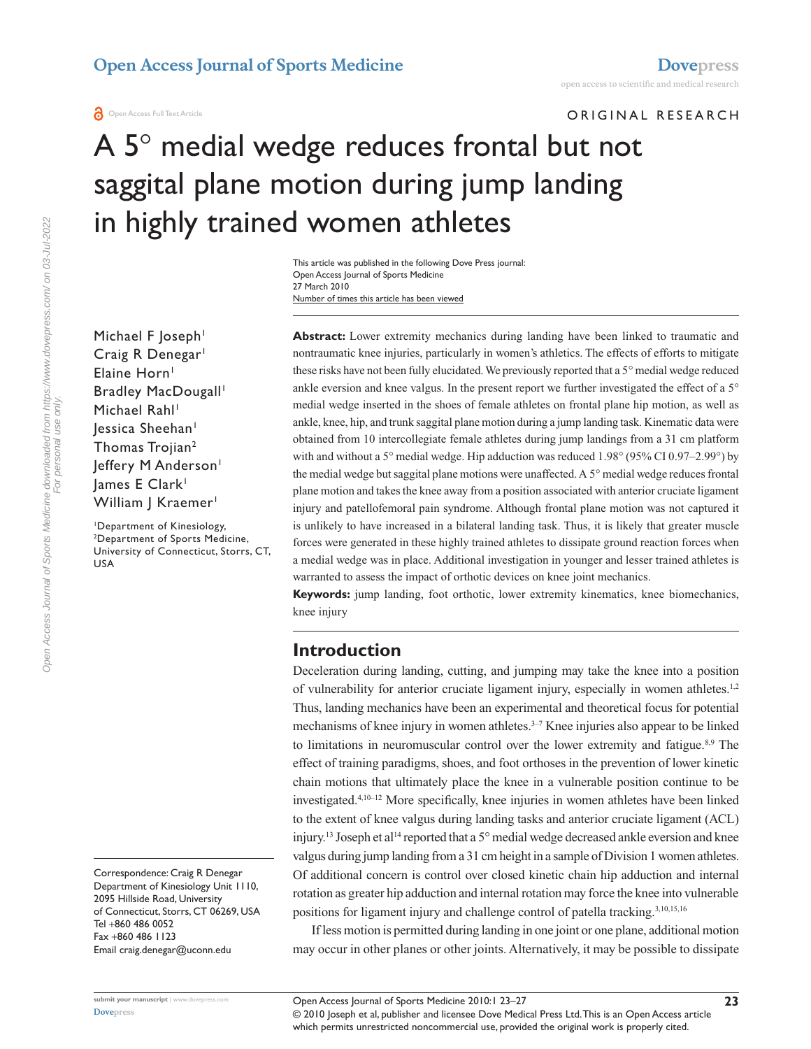ORIGINAL RESEARCH

# A 5° medial wedge reduces frontal but not saggital plane motion during jump landing in highly trained women athletes

This article was published in the following Dove Press journal:
Open Access Journal of Sports Medicine
27 March 2010
Number of times this article has been viewed

Michael F Joseph[1]
Craig R Denegar[1]
Elaine Horn[1]
Bradley MacDougall[1]
Michael Rahl[1]
Jessica Sheehan[1]
Thomas Trojian[2]
Jeffery M Anderson[1]
James E Clark[1]
William J Kraemer[1]

[1]Department of Kinesiology, [2]Department of Sports Medicine, University of Connecticut, Storrs, CT, USA

Correspondence: Craig R Denegar
Department of Kinesiology Unit 1110, 2095 Hillside Road, University of Connecticut, Storrs, CT 06269, USA
Tel +860 486 0052
Fax +860 486 1123
Email craig.denegar@uconn.edu

**Abstract:** Lower extremity mechanics during landing have been linked to traumatic and nontraumatic knee injuries, particularly in women's athletics. The effects of efforts to mitigate these risks have not been fully elucidated. We previously reported that a 5° medial wedge reduced ankle eversion and knee valgus. In the present report we further investigated the effect of a 5° medial wedge inserted in the shoes of female athletes on frontal plane hip motion, as well as ankle, knee, hip, and trunk saggital plane motion during a jump landing task. Kinematic data were obtained from 10 intercollegiate female athletes during jump landings from a 31 cm platform with and without a 5° medial wedge. Hip adduction was reduced 1.98° (95% CI 0.97–2.99°) by the medial wedge but saggital plane motions were unaffected. A 5° medial wedge reduces frontal plane motion and takes the knee away from a position associated with anterior cruciate ligament injury and patellofemoral pain syndrome. Although frontal plane motion was not captured it is unlikely to have increased in a bilateral landing task. Thus, it is likely that greater muscle forces were generated in these highly trained athletes to dissipate ground reaction forces when a medial wedge was in place. Additional investigation in younger and lesser trained athletes is warranted to assess the impact of orthotic devices on knee joint mechanics.

**Keywords:** jump landing, foot orthotic, lower extremity kinematics, knee biomechanics, knee injury

## Introduction

Deceleration during landing, cutting, and jumping may take the knee into a position of vulnerability for anterior cruciate ligament injury, especially in women athletes.[1,2] Thus, landing mechanics have been an experimental and theoretical focus for potential mechanisms of knee injury in women athletes.[3–7] Knee injuries also appear to be linked to limitations in neuromuscular control over the lower extremity and fatigue.[8,9] The effect of training paradigms, shoes, and foot orthoses in the prevention of lower kinetic chain motions that ultimately place the knee in a vulnerable position continue to be investigated.[4,10–12] More specifically, knee injuries in women athletes have been linked to the extent of knee valgus during landing tasks and anterior cruciate ligament (ACL) injury.[13] Joseph et al[14] reported that a 5° medial wedge decreased ankle eversion and knee valgus during jump landing from a 31 cm height in a sample of Division 1 women athletes. Of additional concern is control over closed kinetic chain hip adduction and internal rotation as greater hip adduction and internal rotation may force the knee into vulnerable positions for ligament injury and challenge control of patella tracking.[3,10,15,16]

If less motion is permitted during landing in one joint or one plane, additional motion may occur in other planes or other joints. Alternatively, it may be possible to dissipate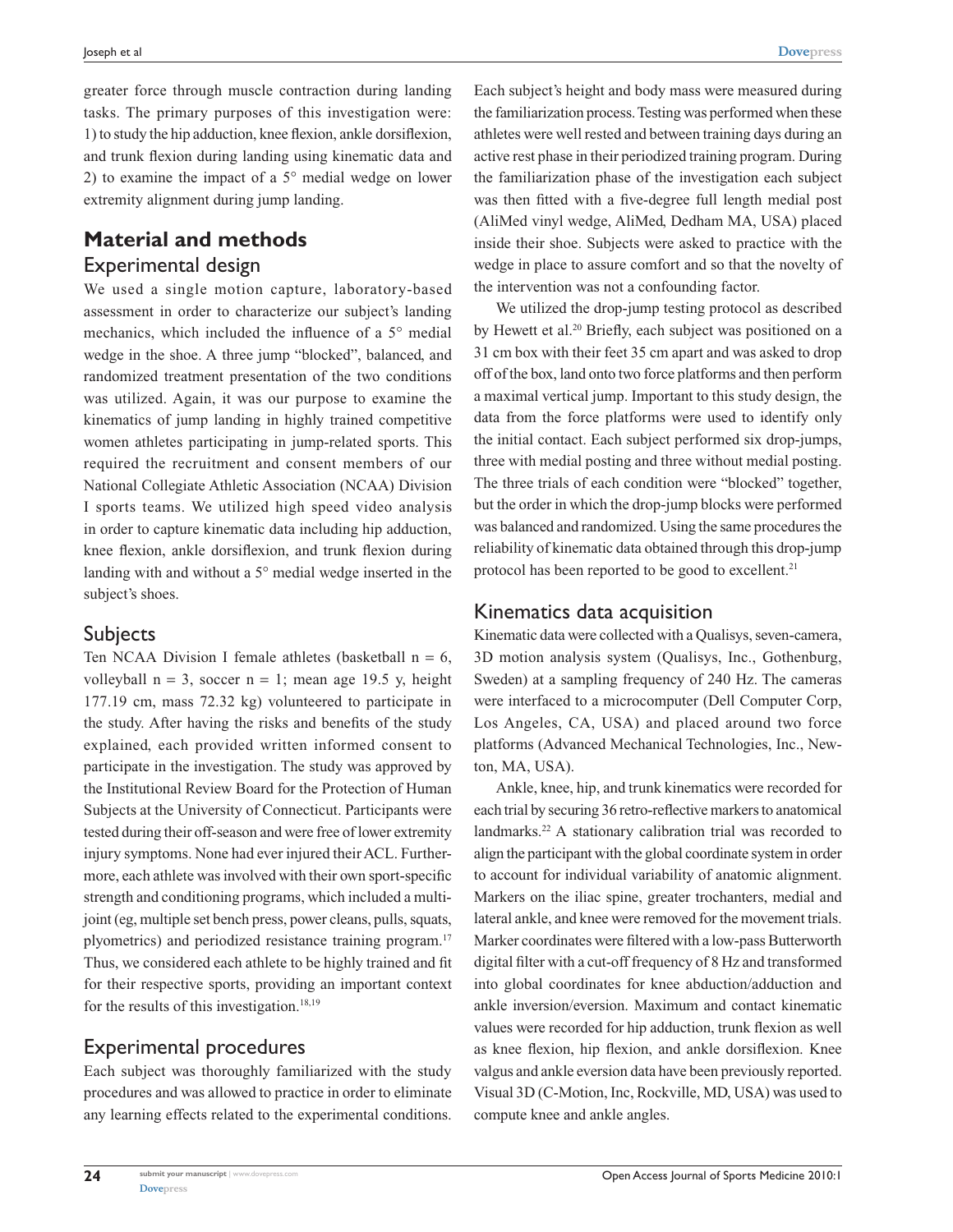greater force through muscle contraction during landing tasks. The primary purposes of this investigation were: 1) to study the hip adduction, knee flexion, ankle dorsiflexion, and trunk flexion during landing using kinematic data and 2) to examine the impact of a 5° medial wedge on lower extremity alignment during jump landing.

# Material and methods

## Experimental design

We used a single motion capture, laboratory-based assessment in order to characterize our subject's landing mechanics, which included the influence of a 5° medial wedge in the shoe. A three jump "blocked", balanced, and randomized treatment presentation of the two conditions was utilized. Again, it was our purpose to examine the kinematics of jump landing in highly trained competitive women athletes participating in jump-related sports. This required the recruitment and consent members of our National Collegiate Athletic Association (NCAA) Division I sports teams. We utilized high speed video analysis in order to capture kinematic data including hip adduction, knee flexion, ankle dorsiflexion, and trunk flexion during landing with and without a 5° medial wedge inserted in the subject's shoes.

## Subjects

Ten NCAA Division I female athletes (basketball n = 6, volleyball n = 3, soccer n = 1; mean age 19.5 y, height 177.19 cm, mass 72.32 kg) volunteered to participate in the study. After having the risks and benefits of the study explained, each provided written informed consent to participate in the investigation. The study was approved by the Institutional Review Board for the Protection of Human Subjects at the University of Connecticut. Participants were tested during their off-season and were free of lower extremity injury symptoms. None had ever injured their ACL. Furthermore, each athlete was involved with their own sport-specific strength and conditioning programs, which included a multi-joint (eg, multiple set bench press, power cleans, pulls, squats, plyometrics) and periodized resistance training program.[17] Thus, we considered each athlete to be highly trained and fit for their respective sports, providing an important context for the results of this investigation.[18,19]

## Experimental procedures

Each subject was thoroughly familiarized with the study procedures and was allowed to practice in order to eliminate any learning effects related to the experimental conditions. Each subject's height and body mass were measured during the familiarization process. Testing was performed when these athletes were well rested and between training days during an active rest phase in their periodized training program. During the familiarization phase of the investigation each subject was then fitted with a five-degree full length medial post (AliMed vinyl wedge, AliMed, Dedham MA, USA) placed inside their shoe. Subjects were asked to practice with the wedge in place to assure comfort and so that the novelty of the intervention was not a confounding factor.

We utilized the drop-jump testing protocol as described by Hewett et al.[20] Briefly, each subject was positioned on a 31 cm box with their feet 35 cm apart and was asked to drop off of the box, land onto two force platforms and then perform a maximal vertical jump. Important to this study design, the data from the force platforms were used to identify only the initial contact. Each subject performed six drop-jumps, three with medial posting and three without medial posting. The three trials of each condition were "blocked" together, but the order in which the drop-jump blocks were performed was balanced and randomized. Using the same procedures the reliability of kinematic data obtained through this drop-jump protocol has been reported to be good to excellent.[21]

## Kinematics data acquisition

Kinematic data were collected with a Qualisys, seven-camera, 3D motion analysis system (Qualisys, Inc., Gothenburg, Sweden) at a sampling frequency of 240 Hz. The cameras were interfaced to a microcomputer (Dell Computer Corp, Los Angeles, CA, USA) and placed around two force platforms (Advanced Mechanical Technologies, Inc., Newton, MA, USA).

Ankle, knee, hip, and trunk kinematics were recorded for each trial by securing 36 retro-reflective markers to anatomical landmarks.[22] A stationary calibration trial was recorded to align the participant with the global coordinate system in order to account for individual variability of anatomic alignment. Markers on the iliac spine, greater trochanters, medial and lateral ankle, and knee were removed for the movement trials. Marker coordinates were filtered with a low-pass Butterworth digital filter with a cut-off frequency of 8 Hz and transformed into global coordinates for knee abduction/adduction and ankle inversion/eversion. Maximum and contact kinematic values were recorded for hip adduction, trunk flexion as well as knee flexion, hip flexion, and ankle dorsiflexion. Knee valgus and ankle eversion data have been previously reported. Visual 3D (C-Motion, Inc, Rockville, MD, USA) was used to compute knee and ankle angles.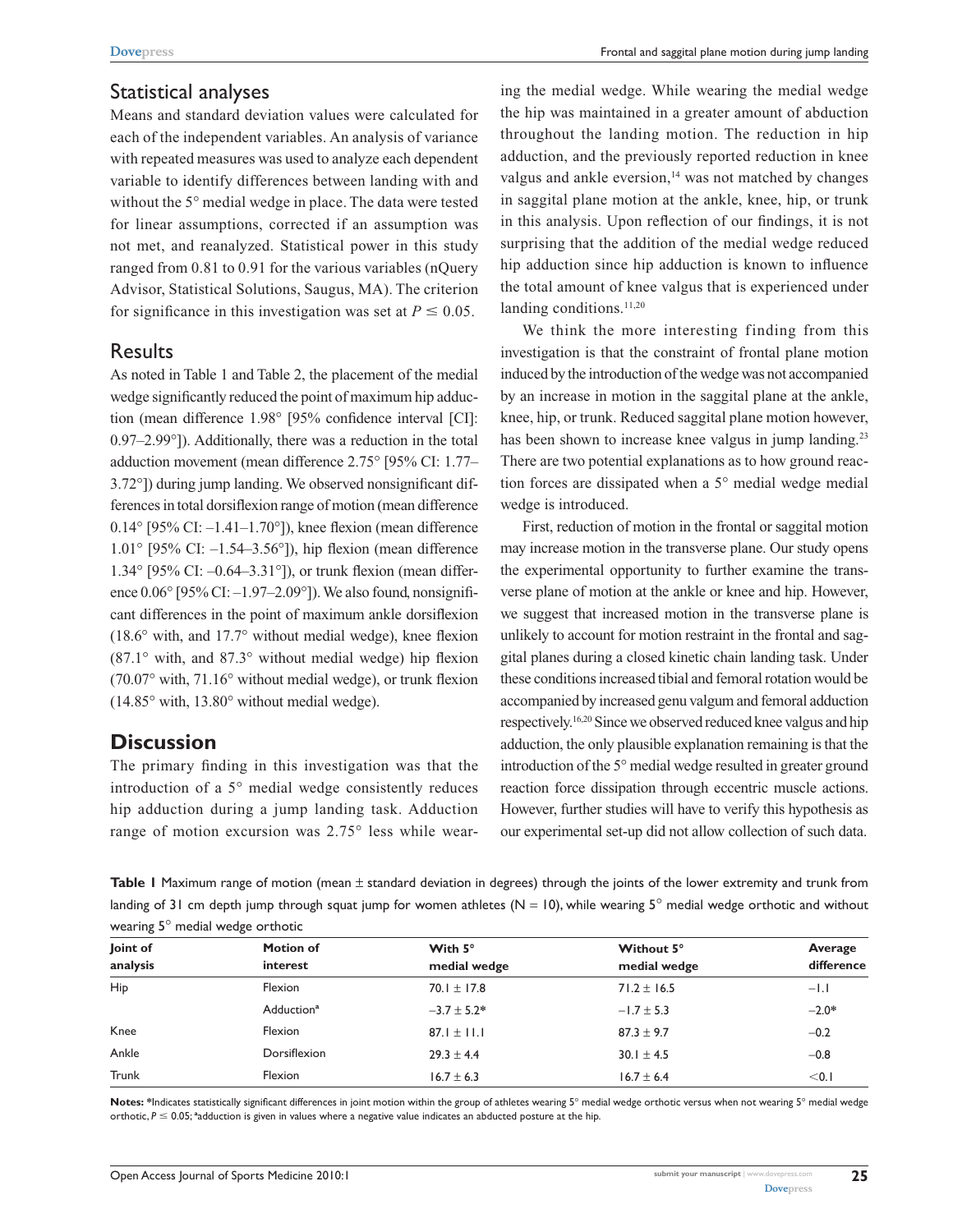## Statistical analyses

Means and standard deviation values were calculated for each of the independent variables. An analysis of variance with repeated measures was used to analyze each dependent variable to identify differences between landing with and without the 5° medial wedge in place. The data were tested for linear assumptions, corrected if an assumption was not met, and reanalyzed. Statistical power in this study ranged from 0.81 to 0.91 for the various variables (nQuery Advisor, Statistical Solutions, Saugus, MA). The criterion for significance in this investigation was set at $P \leq 0.05$.

## Results

As noted in Table 1 and Table 2, the placement of the medial wedge significantly reduced the point of maximum hip adduction (mean difference 1.98° [95% confidence interval [CI]: 0.97–2.99°]). Additionally, there was a reduction in the total adduction movement (mean difference 2.75° [95% CI: 1.77–3.72°]) during jump landing. We observed nonsignificant differences in total dorsiflexion range of motion (mean difference 0.14° [95% CI: –1.41–1.70°]), knee flexion (mean difference 1.01° [95% CI: –1.54–3.56°]), hip flexion (mean difference 1.34° [95% CI: –0.64–3.31°]), or trunk flexion (mean difference 0.06° [95% CI: –1.97–2.09°]). We also found, nonsignificant differences in the point of maximum ankle dorsiflexion (18.6° with, and 17.7° without medial wedge), knee flexion (87.1° with, and 87.3° without medial wedge) hip flexion (70.07° with, 71.16° without medial wedge), or trunk flexion (14.85° with, 13.80° without medial wedge).

## Discussion

The primary finding in this investigation was that the introduction of a 5° medial wedge consistently reduces hip adduction during a jump landing task. Adduction range of motion excursion was 2.75° less while wearing the medial wedge. While wearing the medial wedge the hip was maintained in a greater amount of abduction throughout the landing motion. The reduction in hip adduction, and the previously reported reduction in knee valgus and ankle eversion,[14] was not matched by changes in saggital plane motion at the ankle, knee, hip, or trunk in this analysis. Upon reflection of our findings, it is not surprising that the addition of the medial wedge reduced hip adduction since hip adduction is known to influence the total amount of knee valgus that is experienced under landing conditions.[11,20]

We think the more interesting finding from this investigation is that the constraint of frontal plane motion induced by the introduction of the wedge was not accompanied by an increase in motion in the saggital plane at the ankle, knee, hip, or trunk. Reduced saggital plane motion however, has been shown to increase knee valgus in jump landing.[23] There are two potential explanations as to how ground reaction forces are dissipated when a 5° medial wedge medial wedge is introduced.

First, reduction of motion in the frontal or saggital motion may increase motion in the transverse plane. Our study opens the experimental opportunity to further examine the transverse plane of motion at the ankle or knee and hip. However, we suggest that increased motion in the transverse plane is unlikely to account for motion restraint in the frontal and saggital planes during a closed kinetic chain landing task. Under these conditions increased tibial and femoral rotation would be accompanied by increased genu valgum and femoral adduction respectively.[16,20] Since we observed reduced knee valgus and hip adduction, the only plausible explanation remaining is that the introduction of the 5° medial wedge resulted in greater ground reaction force dissipation through eccentric muscle actions. However, further studies will have to verify this hypothesis as our experimental set-up did not allow collection of such data.

**Table 1** Maximum range of motion (mean ± standard deviation in degrees) through the joints of the lower extremity and trunk from landing of 31 cm depth jump through squat jump for women athletes (N = 10), while wearing 5° medial wedge orthotic and without wearing 5° medial wedge orthotic

| Joint of analysis | Motion of interest | With 5° medial wedge | Without 5° medial wedge | Average difference |
|---|---|---|---|---|
| Hip | Flexion | 70.1 ± 17.8 | 71.2 ± 16.5 | –1.1 |
| | Adduction[a] | –3.7 ± 5.2* | –1.7 ± 5.3 | –2.0* |
| Knee | Flexion | 87.1 ± 11.1 | 87.3 ± 9.7 | –0.2 |
| Ankle | Dorsiflexion | 29.3 ± 4.4 | 30.1 ± 4.5 | –0.8 |
| Trunk | Flexion | 16.7 ± 6.3 | 16.7 ± 6.4 | <0.1 |

**Notes:** *Indicates statistically significant differences in joint motion within the group of athletes wearing 5° medial wedge orthotic versus when not wearing 5° medial wedge orthotic, $P \leq 0.05$; [a]adduction is given in values where a negative value indicates an abducted posture at the hip.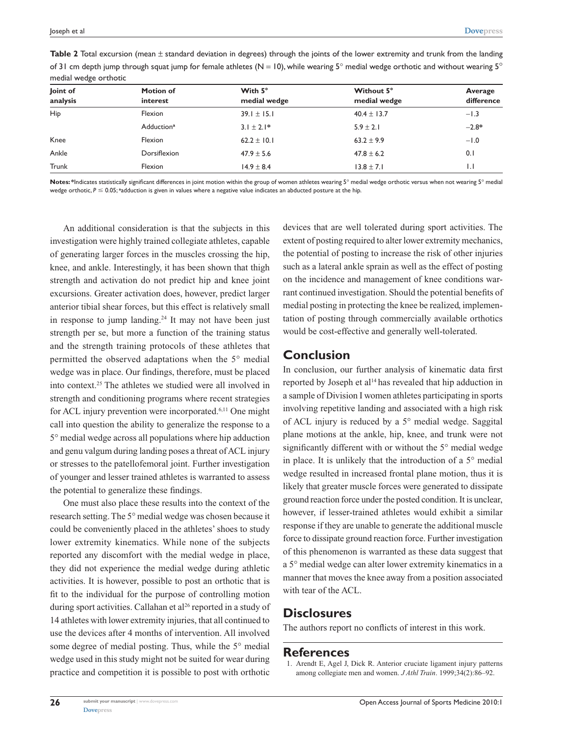**Table 2** Total excursion (mean ± standard deviation in degrees) through the joints of the lower extremity and trunk from the landing of 31 cm depth jump through squat jump for female athletes (N = 10), while wearing 5° medial wedge orthotic and without wearing 5° medial wedge orthotic

| Joint of analysis | Motion of interest | With 5° medial wedge | Without 5° medial wedge | Average difference |
|---|---|---|---|---|
| Hip | Flexion | 39.1 ± 15.1 | 40.4 ± 13.7 | −1.3 |
| | Adduction[a] | 3.1 ± 2.1* | 5.9 ± 2.1 | −2.8* |
| Knee | Flexion | 62.2 ± 10.1 | 63.2 ± 9.9 | −1.0 |
| Ankle | Dorsiflexion | 47.9 ± 5.6 | 47.8 ± 6.2 | 0.1 |
| Trunk | Flexion | 14.9 ± 8.4 | 13.8 ± 7.1 | 1.1 |

**Notes:** *Indicates statistically significant differences in joint motion within the group of women athletes wearing 5° medial wedge orthotic versus when not wearing 5° medial wedge orthotic, $P \leq 0.05$; [a]adduction is given in values where a negative value indicates an abducted posture at the hip.

An additional consideration is that the subjects in this investigation were highly trained collegiate athletes, capable of generating larger forces in the muscles crossing the hip, knee, and ankle. Interestingly, it has been shown that thigh strength and activation do not predict hip and knee joint excursions. Greater activation does, however, predict larger anterior tibial shear forces, but this effect is relatively small in response to jump landing.[24] It may not have been just strength per se, but more a function of the training status and the strength training protocols of these athletes that permitted the observed adaptations when the 5° medial wedge was in place. Our findings, therefore, must be placed into context.[25] The athletes we studied were all involved in strength and conditioning programs where recent strategies for ACL injury prevention were incorporated.[6,11] One might call into question the ability to generalize the response to a 5° medial wedge across all populations where hip adduction and genu valgum during landing poses a threat of ACL injury or stresses to the patellofemoral joint. Further investigation of younger and lesser trained athletes is warranted to assess the potential to generalize these findings.

One must also place these results into the context of the research setting. The 5° medial wedge was chosen because it could be conveniently placed in the athletes' shoes to study lower extremity kinematics. While none of the subjects reported any discomfort with the medial wedge in place, they did not experience the medial wedge during athletic activities. It is however, possible to post an orthotic that is fit to the individual for the purpose of controlling motion during sport activities. Callahan et al[26] reported in a study of 14 athletes with lower extremity injuries, that all continued to use the devices after 4 months of intervention. All involved some degree of medial posting. Thus, while the 5° medial wedge used in this study might not be suited for wear during practice and competition it is possible to post with orthotic devices that are well tolerated during sport activities. The extent of posting required to alter lower extremity mechanics, the potential of posting to increase the risk of other injuries such as a lateral ankle sprain as well as the effect of posting on the incidence and management of knee conditions warrant continued investigation. Should the potential benefits of medial posting in protecting the knee be realized, implementation of posting through commercially available orthotics would be cost-effective and generally well-tolerated.

## Conclusion

In conclusion, our further analysis of kinematic data first reported by Joseph et al[14] has revealed that hip adduction in a sample of Division I women athletes participating in sports involving repetitive landing and associated with a high risk of ACL injury is reduced by a 5° medial wedge. Saggital plane motions at the ankle, hip, knee, and trunk were not significantly different with or without the 5° medial wedge in place. It is unlikely that the introduction of a 5° medial wedge resulted in increased frontal plane motion, thus it is likely that greater muscle forces were generated to dissipate ground reaction force under the posted condition. It is unclear, however, if lesser-trained athletes would exhibit a similar response if they are unable to generate the additional muscle force to dissipate ground reaction force. Further investigation of this phenomenon is warranted as these data suggest that a 5° medial wedge can alter lower extremity kinematics in a manner that moves the knee away from a position associated with tear of the ACL.

## Disclosures

The authors report no conflicts of interest in this work.

## References

1. Arendt E, Agel J, Dick R. Anterior cruciate ligament injury patterns among collegiate men and women. *J Athl Train*. 1999;34(2):86–92.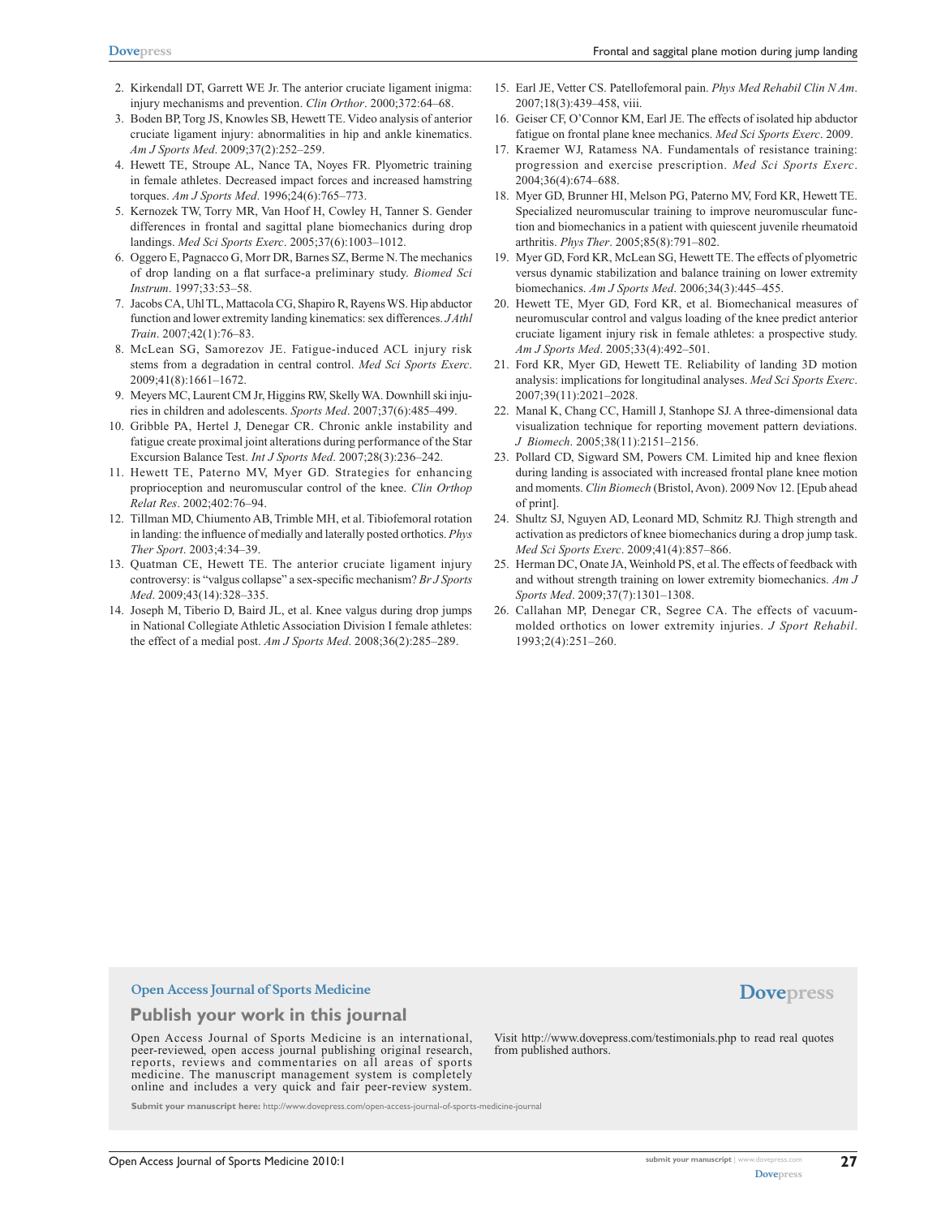2. Kirkendall DT, Garrett WE Jr. The anterior cruciate ligament inigma: injury mechanisms and prevention. *Clin Orthor*. 2000;372:64–68.
3. Boden BP, Torg JS, Knowles SB, Hewett TE. Video analysis of anterior cruciate ligament injury: abnormalities in hip and ankle kinematics. *Am J Sports Med*. 2009;37(2):252–259.
4. Hewett TE, Stroupe AL, Nance TA, Noyes FR. Plyometric training in female athletes. Decreased impact forces and increased hamstring torques. *Am J Sports Med*. 1996;24(6):765–773.
5. Kernozek TW, Torry MR, Van Hoof H, Cowley H, Tanner S. Gender differences in frontal and sagittal plane biomechanics during drop landings. *Med Sci Sports Exerc*. 2005;37(6):1003–1012.
6. Oggero E, Pagnacco G, Morr DR, Barnes SZ, Berme N. The mechanics of drop landing on a flat surface-a preliminary study. *Biomed Sci Instrum*. 1997;33:53–58.
7. Jacobs CA, Uhl TL, Mattacola CG, Shapiro R, Rayens WS. Hip abductor function and lower extremity landing kinematics: sex differences. *J Athl Train*. 2007;42(1):76–83.
8. McLean SG, Samorezov JE. Fatigue-induced ACL injury risk stems from a degradation in central control. *Med Sci Sports Exerc*. 2009;41(8):1661–1672.
9. Meyers MC, Laurent CM Jr, Higgins RW, Skelly WA. Downhill ski injuries in children and adolescents. *Sports Med*. 2007;37(6):485–499.
10. Gribble PA, Hertel J, Denegar CR. Chronic ankle instability and fatigue create proximal joint alterations during performance of the Star Excursion Balance Test. *Int J Sports Med*. 2007;28(3):236–242.
11. Hewett TE, Paterno MV, Myer GD. Strategies for enhancing proprioception and neuromuscular control of the knee. *Clin Orthop Relat Res*. 2002;402:76–94.
12. Tillman MD, Chiumento AB, Trimble MH, et al. Tibiofemoral rotation in landing: the influence of medially and laterally posted orthotics. *Phys Ther Sport*. 2003;4:34–39.
13. Quatman CE, Hewett TE. The anterior cruciate ligament injury controversy: is "valgus collapse" a sex-specific mechanism? *Br J Sports Med*. 2009;43(14):328–335.
14. Joseph M, Tiberio D, Baird JL, et al. Knee valgus during drop jumps in National Collegiate Athletic Association Division I female athletes: the effect of a medial post. *Am J Sports Med*. 2008;36(2):285–289.
15. Earl JE, Vetter CS. Patellofemoral pain. *Phys Med Rehabil Clin N Am*. 2007;18(3):439–458, viii.
16. Geiser CF, O'Connor KM, Earl JE. The effects of isolated hip abductor fatigue on frontal plane knee mechanics. *Med Sci Sports Exerc*. 2009.
17. Kraemer WJ, Ratamess NA. Fundamentals of resistance training: progression and exercise prescription. *Med Sci Sports Exerc*. 2004;36(4):674–688.
18. Myer GD, Brunner HI, Melson PG, Paterno MV, Ford KR, Hewett TE. Specialized neuromuscular training to improve neuromuscular function and biomechanics in a patient with quiescent juvenile rheumatoid arthritis. *Phys Ther*. 2005;85(8):791–802.
19. Myer GD, Ford KR, McLean SG, Hewett TE. The effects of plyometric versus dynamic stabilization and balance training on lower extremity biomechanics. *Am J Sports Med*. 2006;34(3):445–455.
20. Hewett TE, Myer GD, Ford KR, et al. Biomechanical measures of neuromuscular control and valgus loading of the knee predict anterior cruciate ligament injury risk in female athletes: a prospective study. *Am J Sports Med*. 2005;33(4):492–501.
21. Ford KR, Myer GD, Hewett TE. Reliability of landing 3D motion analysis: implications for longitudinal analyses. *Med Sci Sports Exerc*. 2007;39(11):2021–2028.
22. Manal K, Chang CC, Hamill J, Stanhope SJ. A three-dimensional data visualization technique for reporting movement pattern deviations. *J Biomech*. 2005;38(11):2151–2156.
23. Pollard CD, Sigward SM, Powers CM. Limited hip and knee flexion during landing is associated with increased frontal plane knee motion and moments. *Clin Biomech* (Bristol, Avon). 2009 Nov 12. [Epub ahead of print].
24. Shultz SJ, Nguyen AD, Leonard MD, Schmitz RJ. Thigh strength and activation as predictors of knee biomechanics during a drop jump task. *Med Sci Sports Exerc*. 2009;41(4):857–866.
25. Herman DC, Onate JA, Weinhold PS, et al. The effects of feedback with and without strength training on lower extremity biomechanics. *Am J Sports Med*. 2009;37(7):1301–1308.
26. Callahan MP, Denegar CR, Segree CA. The effects of vacuum-molded orthotics on lower extremity injuries. *J Sport Rehabil*. 1993;2(4):251–260.

**Open Access Journal of Sports Medicine**

## Publish your work in this journal

Open Access Journal of Sports Medicine is an international, peer-reviewed, open access journal publishing original research, reports, reviews and commentaries on all areas of sports medicine. The manuscript management system is completely online and includes a very quick and fair peer-review system.

Visit http://www.dovepress.com/testimonials.php to read real quotes from published authors.

**Submit your manuscript here:** http://www.dovepress.com/open-access-journal-of-sports-medicine-journal